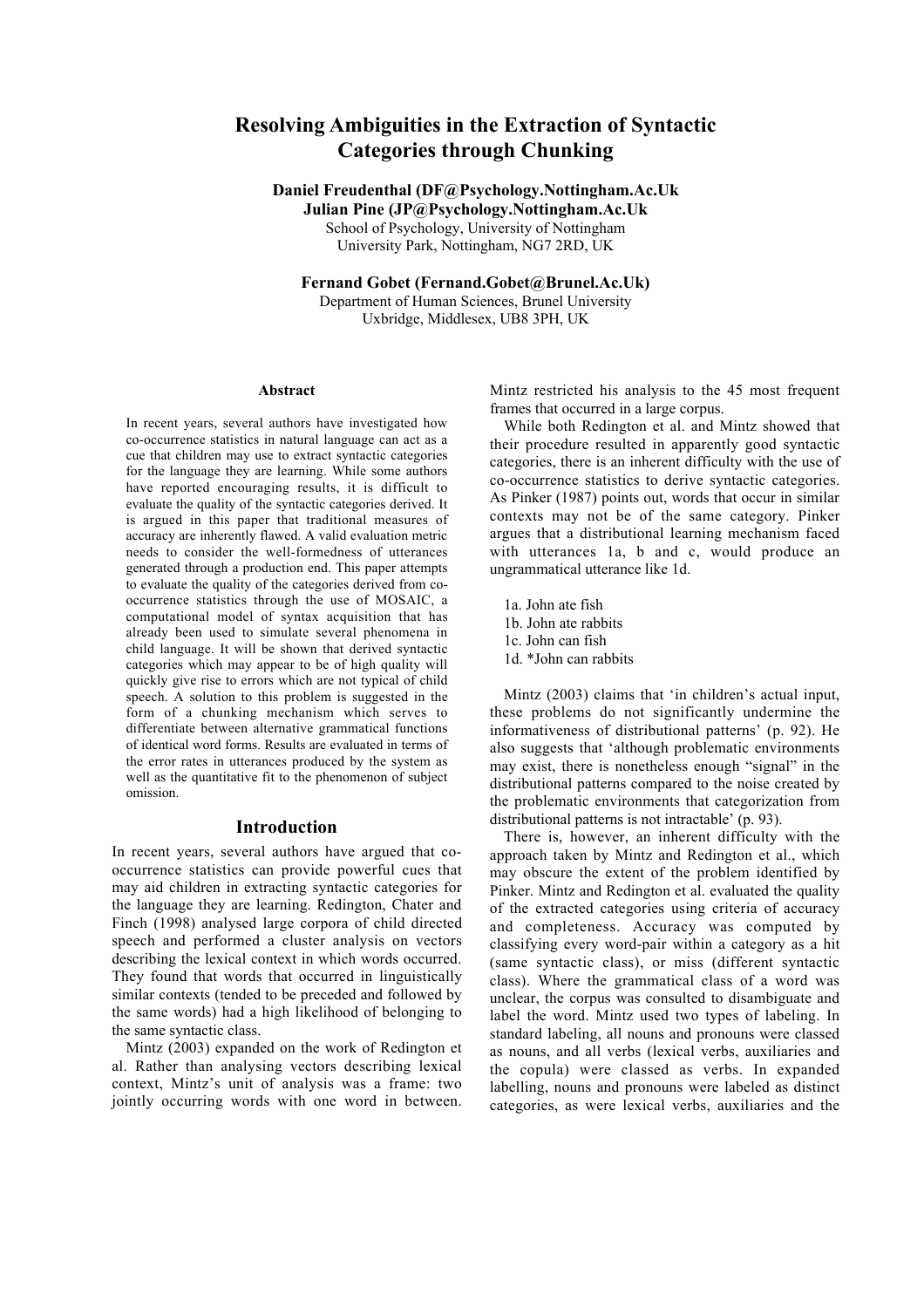# Resolving Ambiguities in the Extraction of Syntactic Categories through Chunking

**Daniel Freudenthal (DF@Psychology.Nottingham.Ac.Uk**
**Julian Pine (JP@Psychology.Nottingham.Ac.Uk**
School of Psychology, University of Nottingham
University Park, Nottingham, NG7 2RD, UK

**Fernand Gobet (Fernand.Gobet@Brunel.Ac.Uk)**
Department of Human Sciences, Brunel University
Uxbridge, Middlesex, UB8 3PH, UK

## Abstract

In recent years, several authors have investigated how co-occurrence statistics in natural language can act as a cue that children may use to extract syntactic categories for the language they are learning. While some authors have reported encouraging results, it is difficult to evaluate the quality of the syntactic categories derived. It is argued in this paper that traditional measures of accuracy are inherently flawed. A valid evaluation metric needs to consider the well-formedness of utterances generated through a production end. This paper attempts to evaluate the quality of the categories derived from co-occurrence statistics through the use of MOSAIC, a computational model of syntax acquisition that has already been used to simulate several phenomena in child language. It will be shown that derived syntactic categories which may appear to be of high quality will quickly give rise to errors which are not typical of child speech. A solution to this problem is suggested in the form of a chunking mechanism which serves to differentiate between alternative grammatical functions of identical word forms. Results are evaluated in terms of the error rates in utterances produced by the system as well as the quantitative fit to the phenomenon of subject omission.

## Introduction

In recent years, several authors have argued that co-occurrence statistics can provide powerful cues that may aid children in extracting syntactic categories for the language they are learning. Redington, Chater and Finch (1998) analysed large corpora of child directed speech and performed a cluster analysis on vectors describing the lexical context in which words occurred. They found that words that occurred in linguistically similar contexts (tended to be preceded and followed by the same words) had a high likelihood of belonging to the same syntactic class.

Mintz (2003) expanded on the work of Redington et al. Rather than analysing vectors describing lexical context, Mintz's unit of analysis was a frame: two jointly occurring words with one word in between. Mintz restricted his analysis to the 45 most frequent frames that occurred in a large corpus.

While both Redington et al. and Mintz showed that their procedure resulted in apparently good syntactic categories, there is an inherent difficulty with the use of co-occurrence statistics to derive syntactic categories. As Pinker (1987) points out, words that occur in similar contexts may not be of the same category. Pinker argues that a distributional learning mechanism faced with utterances 1a, b and c, would produce an ungrammatical utterance like 1d.

1a. John ate fish
1b. John ate rabbits
1c. John can fish
1d. *John can rabbits

Mintz (2003) claims that 'in children's actual input, these problems do not significantly undermine the informativeness of distributional patterns' (p. 92). He also suggests that 'although problematic environments may exist, there is nonetheless enough "signal" in the distributional patterns compared to the noise created by the problematic environments that categorization from distributional patterns is not intractable' (p. 93).

There is, however, an inherent difficulty with the approach taken by Mintz and Redington et al., which may obscure the extent of the problem identified by Pinker. Mintz and Redington et al. evaluated the quality of the extracted categories using criteria of accuracy and completeness. Accuracy was computed by classifying every word-pair within a category as a hit (same syntactic class), or miss (different syntactic class). Where the grammatical class of a word was unclear, the corpus was consulted to disambiguate and label the word. Mintz used two types of labeling. In standard labeling, all nouns and pronouns were classed as nouns, and all verbs (lexical verbs, auxiliaries and the copula) were classed as verbs. In expanded labelling, nouns and pronouns were labeled as distinct categories, as were lexical verbs, auxiliaries and the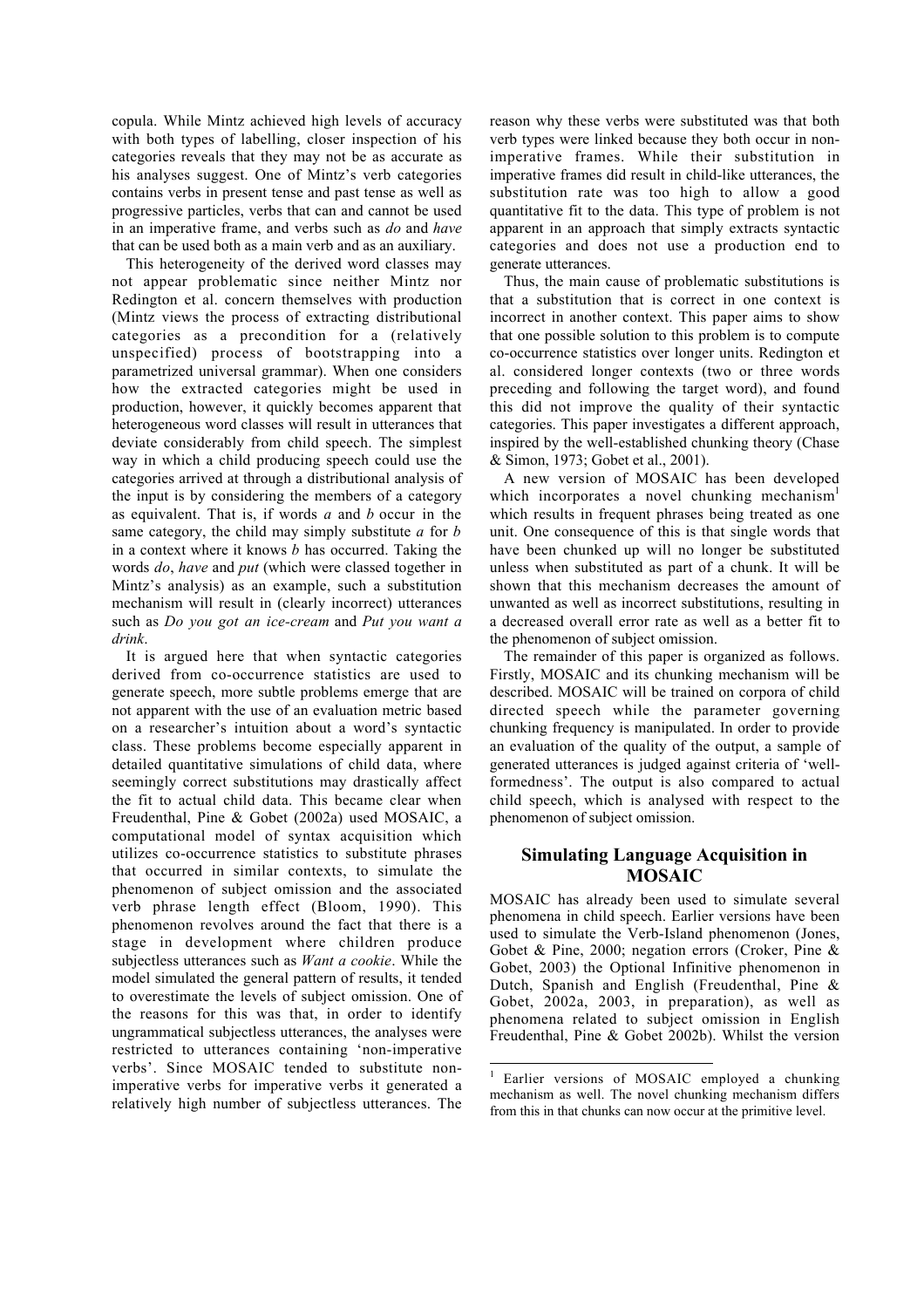copula. While Mintz achieved high levels of accuracy with both types of labelling, closer inspection of his categories reveals that they may not be as accurate as his analyses suggest. One of Mintz's verb categories contains verbs in present tense and past tense as well as progressive particles, verbs that can and cannot be used in an imperative frame, and verbs such as *do* and *have* that can be used both as a main verb and as an auxiliary.

This heterogeneity of the derived word classes may not appear problematic since neither Mintz nor Redington et al. concern themselves with production (Mintz views the process of extracting distributional categories as a precondition for a (relatively unspecified) process of bootstrapping into a parametrized universal grammar). When one considers how the extracted categories might be used in production, however, it quickly becomes apparent that heterogeneous word classes will result in utterances that deviate considerably from child speech. The simplest way in which a child producing speech could use the categories arrived at through a distributional analysis of the input is by considering the members of a category as equivalent. That is, if words *a* and *b* occur in the same category, the child may simply substitute *a* for *b* in a context where it knows *b* has occurred. Taking the words *do*, *have* and *put* (which were classed together in Mintz's analysis) as an example, such a substitution mechanism will result in (clearly incorrect) utterances such as *Do you got an ice-cream* and *Put you want a drink*.

It is argued here that when syntactic categories derived from co-occurrence statistics are used to generate speech, more subtle problems emerge that are not apparent with the use of an evaluation metric based on a researcher's intuition about a word's syntactic class. These problems become especially apparent in detailed quantitative simulations of child data, where seemingly correct substitutions may drastically affect the fit to actual child data. This became clear when Freudenthal, Pine & Gobet (2002a) used MOSAIC, a computational model of syntax acquisition which utilizes co-occurrence statistics to substitute phrases that occurred in similar contexts, to simulate the phenomenon of subject omission and the associated verb phrase length effect (Bloom, 1990). This phenomenon revolves around the fact that there is a stage in development where children produce subjectless utterances such as *Want a cookie*. While the model simulated the general pattern of results, it tended to overestimate the levels of subject omission. One of the reasons for this was that, in order to identify ungrammatical subjectless utterances, the analyses were restricted to utterances containing 'non-imperative verbs'. Since MOSAIC tended to substitute non-imperative verbs for imperative verbs it generated a relatively high number of subjectless utterances. The reason why these verbs were substituted was that both verb types were linked because they both occur in non-imperative frames. While their substitution in imperative frames did result in child-like utterances, the substitution rate was too high to allow a good quantitative fit to the data. This type of problem is not apparent in an approach that simply extracts syntactic categories and does not use a production end to generate utterances.

Thus, the main cause of problematic substitutions is that a substitution that is correct in one context is incorrect in another context. This paper aims to show that one possible solution to this problem is to compute co-occurrence statistics over longer units. Redington et al. considered longer contexts (two or three words preceding and following the target word), and found this did not improve the quality of their syntactic categories. This paper investigates a different approach, inspired by the well-established chunking theory (Chase & Simon, 1973; Gobet et al., 2001).

A new version of MOSAIC has been developed which incorporates a novel chunking mechanism[1] which results in frequent phrases being treated as one unit. One consequence of this is that single words that have been chunked up will no longer be substituted unless when substituted as part of a chunk. It will be shown that this mechanism decreases the amount of unwanted as well as incorrect substitutions, resulting in a decreased overall error rate as well as a better fit to the phenomenon of subject omission.

The remainder of this paper is organized as follows. Firstly, MOSAIC and its chunking mechanism will be described. MOSAIC will be trained on corpora of child directed speech while the parameter governing chunking frequency is manipulated. In order to provide an evaluation of the quality of the output, a sample of generated utterances is judged against criteria of 'well-formedness'. The output is also compared to actual child speech, which is analysed with respect to the phenomenon of subject omission.

## Simulating Language Acquisition in MOSAIC

MOSAIC has already been used to simulate several phenomena in child speech. Earlier versions have been used to simulate the Verb-Island phenomenon (Jones, Gobet & Pine, 2000; negation errors (Croker, Pine & Gobet, 2003) the Optional Infinitive phenomenon in Dutch, Spanish and English (Freudenthal, Pine & Gobet, 2002a, 2003, in preparation), as well as phenomena related to subject omission in English Freudenthal, Pine & Gobet 2002b). Whilst the version

[1] Earlier versions of MOSAIC employed a chunking mechanism as well. The novel chunking mechanism differs from this in that chunks can now occur at the primitive level.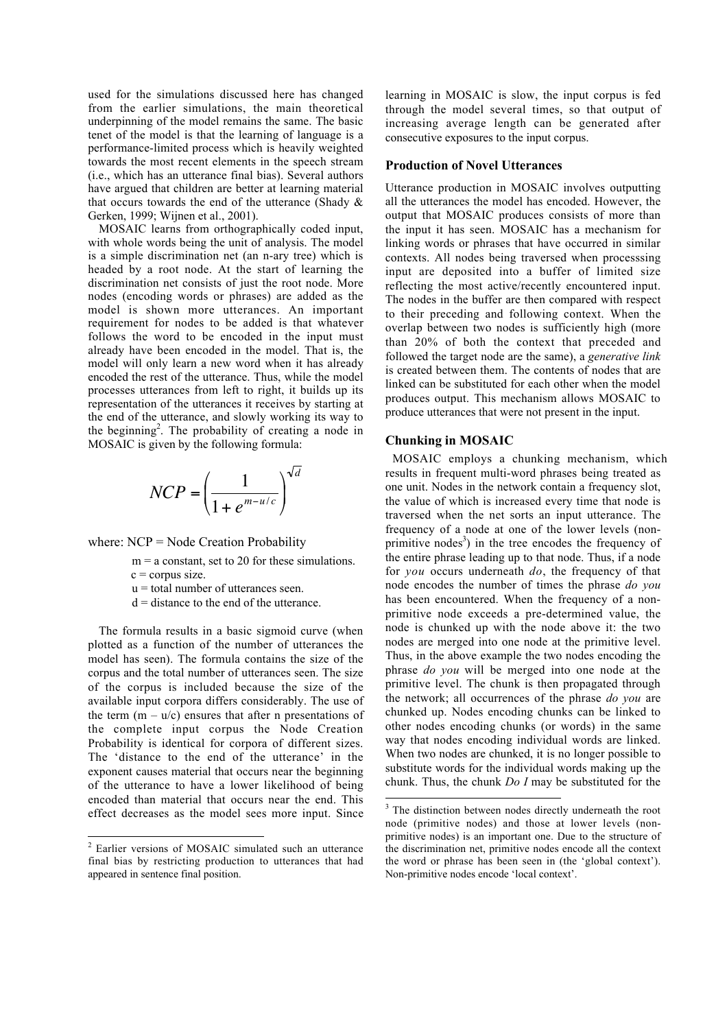used for the simulations discussed here has changed from the earlier simulations, the main theoretical underpinning of the model remains the same. The basic tenet of the model is that the learning of language is a performance-limited process which is heavily weighted towards the most recent elements in the speech stream (i.e., which has an utterance final bias). Several authors have argued that children are better at learning material that occurs towards the end of the utterance (Shady & Gerken, 1999; Wijnen et al., 2001).

MOSAIC learns from orthographically coded input, with whole words being the unit of analysis. The model is a simple discrimination net (an n-ary tree) which is headed by a root node. At the start of learning the discrimination net consists of just the root node. More nodes (encoding words or phrases) are added as the model is shown more utterances. An important requirement for nodes to be added is that whatever follows the word to be encoded in the input must already have been encoded in the model. That is, the model will only learn a new word when it has already encoded the rest of the utterance. Thus, while the model processes utterances from left to right, it builds up its representation of the utterances it receives by starting at the end of the utterance, and slowly working its way to the beginning[2]. The probability of creating a node in MOSAIC is given by the following formula:

$$NCP = \left( \frac{1}{1 + e^{m - u/c}} \right)^{\sqrt{d}}$$

where: NCP = Node Creation Probability

- m = a constant, set to 20 for these simulations.
- c = corpus size.
- u = total number of utterances seen.
- d = distance to the end of the utterance.

The formula results in a basic sigmoid curve (when plotted as a function of the number of utterances the model has seen). The formula contains the size of the corpus and the total number of utterances seen. The size of the corpus is included because the size of the available input corpora differs considerably. The use of the term $(m - u/c)$ ensures that after n presentations of the complete input corpus the Node Creation Probability is identical for corpora of different sizes. The 'distance to the end of the utterance' in the exponent causes material that occurs near the beginning of the utterance to have a lower likelihood of being encoded than material that occurs near the end. This effect decreases as the model sees more input. Since learning in MOSAIC is slow, the input corpus is fed through the model several times, so that output of increasing average length can be generated after consecutive exposures to the input corpus.

### Production of Novel Utterances

Utterance production in MOSAIC involves outputting all the utterances the model has encoded. However, the output that MOSAIC produces consists of more than the input it has seen. MOSAIC has a mechanism for linking words or phrases that have occurred in similar contexts. All nodes being traversed when processsing input are deposited into a buffer of limited size reflecting the most active/recently encountered input. The nodes in the buffer are then compared with respect to their preceding and following context. When the overlap between two nodes is sufficiently high (more than 20% of both the context that preceded and followed the target node are the same), a *generative link* is created between them. The contents of nodes that are linked can be substituted for each other when the model produces output. This mechanism allows MOSAIC to produce utterances that were not present in the input.

### Chunking in MOSAIC

MOSAIC employs a chunking mechanism, which results in frequent multi-word phrases being treated as one unit. Nodes in the network contain a frequency slot, the value of which is increased every time that node is traversed when the net sorts an input utterance. The frequency of a node at one of the lower levels (non-primitive nodes[3]) in the tree encodes the frequency of the entire phrase leading up to that node. Thus, if a node for *you* occurs underneath *do*, the frequency of that node encodes the number of times the phrase *do you* has been encountered. When the frequency of a non-primitive node exceeds a pre-determined value, the node is chunked up with the node above it: the two nodes are merged into one node at the primitive level. Thus, in the above example the two nodes encoding the phrase *do you* will be merged into one node at the primitive level. The chunk is then propagated through the network; all occurrences of the phrase *do you* are chunked up. Nodes encoding chunks can be linked to other nodes encoding chunks (or words) in the same way that nodes encoding individual words are linked. When two nodes are chunked, it is no longer possible to substitute words for the individual words making up the chunk. Thus, the chunk *Do I* may be substituted for the

---

[2] Earlier versions of MOSAIC simulated such an utterance final bias by restricting production to utterances that had appeared in sentence final position.

[3] The distinction between nodes directly underneath the root node (primitive nodes) and those at lower levels (non-primitive nodes) is an important one. Due to the structure of the discrimination net, primitive nodes encode all the context the word or phrase has been seen in (the 'global context'). Non-primitive nodes encode 'local context'.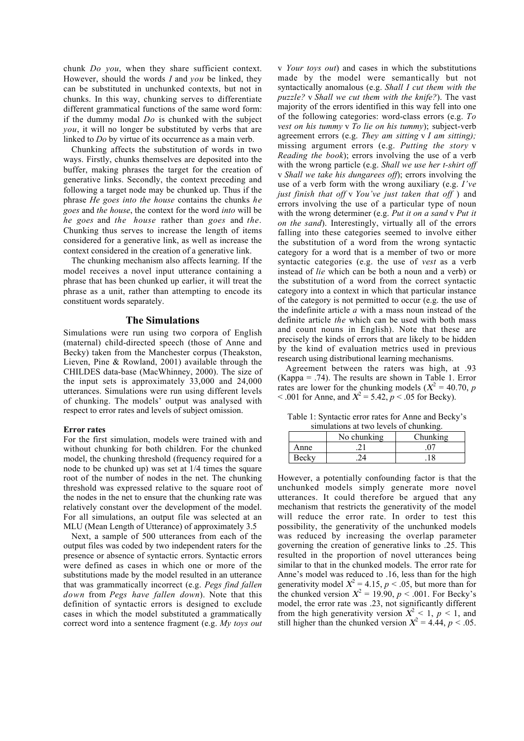chunk *Do you*, when they share sufficient context. However, should the words *I* and *you* be linked, they can be substituted in unchunked contexts, but not in chunks. In this way, chunking serves to differentiate different grammatical functions of the same word form: if the dummy modal *Do* is chunked with the subject *you*, it will no longer be substituted by verbs that are linked to *Do* by virtue of its occurrence as a main verb.

Chunking affects the substitution of words in two ways. Firstly, chunks themselves are deposited into the buffer, making phrases the target for the creation of generative links. Secondly, the context preceding and following a target node may be chunked up. Thus if the phrase *He goes into the house* contains the chunks *he goes* and *the house*, the context for the word *into* will be *he goes* and *the house* rather than *goes* and *the*. Chunking thus serves to increase the length of items considered for a generative link, as well as increase the context considered in the creation of a generative link.

The chunking mechanism also affects learning. If the model receives a novel input utterance containing a phrase that has been chunked up earlier, it will treat the phrase as a unit, rather than attempting to encode its constituent words separately.

## The Simulations

Simulations were run using two corpora of English (maternal) child-directed speech (those of Anne and Becky) taken from the Manchester corpus (Theakston, Lieven, Pine & Rowland, 2001) available through the CHILDES data-base (MacWhinney, 2000). The size of the input sets is approximately 33,000 and 24,000 utterances. Simulations were run using different levels of chunking. The models' output was analysed with respect to error rates and levels of subject omission.

**Error rates**

For the first simulation, models were trained with and without chunking for both children. For the chunked model, the chunking threshold (frequency required for a node to be chunked up) was set at 1/4 times the square root of the number of nodes in the net. The chunking threshold was expressed relative to the square root of the nodes in the net to ensure that the chunking rate was relatively constant over the development of the model. For all simulations, an output file was selected at an MLU (Mean Length of Utterance) of approximately 3.5

Next, a sample of 500 utterances from each of the output files was coded by two independent raters for the presence or absence of syntactic errors. Syntactic errors were defined as cases in which one or more of the substitutions made by the model resulted in an utterance that was grammatically incorrect (e.g. *Pegs find fallen down* from *Pegs have fallen down*). Note that this definition of syntactic errors is designed to exclude cases in which the model substituted a grammatically correct word into a sentence fragment (e.g. *My toys out* v *Your toys out*) and cases in which the substitutions made by the model were semantically but not syntactically anomalous (e.g. *Shall I cut them with the puzzle?* v *Shall we cut them with the knife?*). The vast majority of the errors identified in this way fell into one of the following categories: word-class errors (e.g. *To vest on his tummy* v *To lie on his tummy*); subject-verb agreement errors (e.g. *They am sitting* v *I am sitting);* missing argument errors (e.g. *Putting the story* v *Reading the book*); errors involving the use of a verb with the wrong particle (e.g. *Shall we use her t-shirt off* v *Shall we take his dungarees off*); errors involving the use of a verb form with the wrong auxiliary (e.g. *I've just finish that off* v *You've just taken that off* ) and errors involving the use of a particular type of noun with the wrong determiner (e.g. *Put it on a sand* v *Put it on the sand*). Interestingly, virtually all of the errors falling into these categories seemed to involve either the substitution of a word from the wrong syntactic category for a word that is a member of two or more syntactic categories (e.g. the use of *vest* as a verb instead of *lie* which can be both a noun and a verb) or the substitution of a word from the correct syntactic category into a context in which that particular instance of the category is not permitted to occur (e.g. the use of the indefinite article *a* with a mass noun instead of the definite article *the* which can be used with both mass and count nouns in English). Note that these are precisely the kinds of errors that are likely to be hidden by the kind of evaluation metrics used in previous research using distributional learning mechanisms.

Agreement between the raters was high, at .93 (Kappa = .74). The results are shown in Table 1. Error rates are lower for the chunking models ($X^2 = 40.70$, $p < .001$ for Anne, and $X^2 = 5.42$, $p < .05$ for Becky).

Table 1: Syntactic error rates for Anne and Becky's simulations at two levels of chunking.

| | No chunking | Chunking |
|---|---|---|
| Anne | .21 | .07 |
| Becky | .24 | .18 |

However, a potentially confounding factor is that the unchunked models simply generate more novel utterances. It could therefore be argued that any mechanism that restricts the generativity of the model will reduce the error rate. In order to test this possibility, the generativity of the unchunked models was reduced by increasing the overlap parameter governing the creation of generative links to .25. This resulted in the proportion of novel utterances being similar to that in the chunked models. The error rate for Anne's model was reduced to .16, less than for the high generativity model $X^2 = 4.15$, $p < .05$, but more than for the chunked version $X^2 = 19.90$, $p < .001$. For Becky's model, the error rate was .23, not significantly different from the high generativity version $X^2 < 1$, $p < 1$, and still higher than the chunked version $X^2 = 4.44$, $p < .05$.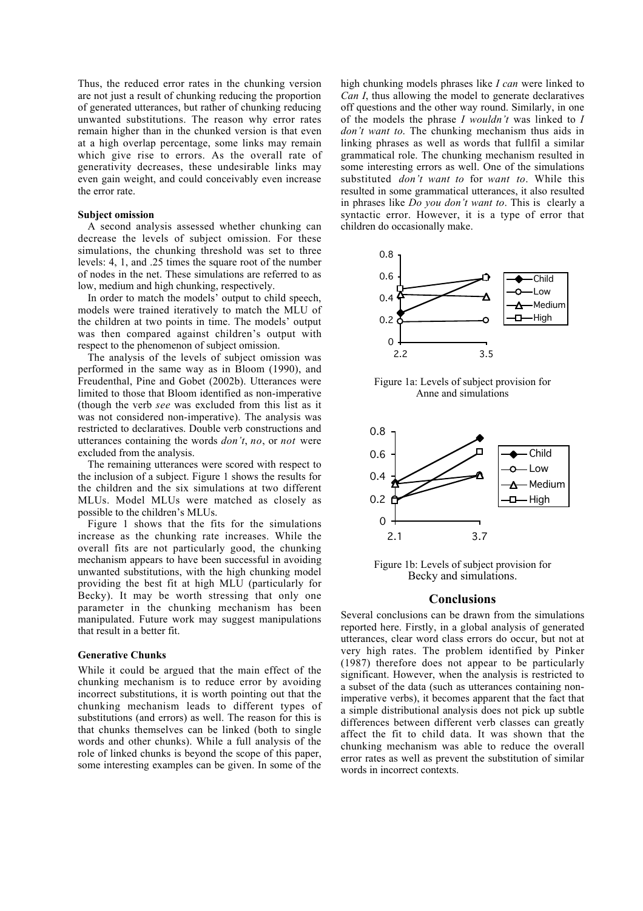Thus, the reduced error rates in the chunking version are not just a result of chunking reducing the proportion of generated utterances, but rather of chunking reducing unwanted substitutions. The reason why error rates remain higher than in the chunked version is that even at a high overlap percentage, some links may remain which give rise to errors. As the overall rate of generativity decreases, these undesirable links may even gain weight, and could conceivably even increase the error rate.

**Subject omission**

A second analysis assessed whether chunking can decrease the levels of subject omission. For these simulations, the chunking threshold was set to three levels: 4, 1, and .25 times the square root of the number of nodes in the net. These simulations are referred to as low, medium and high chunking, respectively.

In order to match the models' output to child speech, models were trained iteratively to match the MLU of the children at two points in time. The models' output was then compared against children's output with respect to the phenomenon of subject omission.

The analysis of the levels of subject omission was performed in the same way as in Bloom (1990), and Freudenthal, Pine and Gobet (2002b). Utterances were limited to those that Bloom identified as non-imperative (though the verb *see* was excluded from this list as it was not considered non-imperative). The analysis was restricted to declaratives. Double verb constructions and utterances containing the words *don't*, *no*, or *not* were excluded from the analysis.

The remaining utterances were scored with respect to the inclusion of a subject. Figure 1 shows the results for the children and the six simulations at two different MLUs. Model MLUs were matched as closely as possible to the children's MLUs.

Figure 1 shows that the fits for the simulations increase as the chunking rate increases. While the overall fits are not particularly good, the chunking mechanism appears to have been successful in avoiding unwanted substitutions, with the high chunking model providing the best fit at high MLU (particularly for Becky). It may be worth stressing that only one parameter in the chunking mechanism has been manipulated. Future work may suggest manipulations that result in a better fit.

**Generative Chunks**

While it could be argued that the main effect of the chunking mechanism is to reduce error by avoiding incorrect substitutions, it is worth pointing out that the chunking mechanism leads to different types of substitutions (and errors) as well. The reason for this is that chunks themselves can be linked (both to single words and other chunks). While a full analysis of the role of linked chunks is beyond the scope of this paper, some interesting examples can be given. In some of the high chunking models phrases like *I can* were linked to *Can I*, thus allowing the model to generate declaratives off questions and the other way round. Similarly, in one of the models the phrase *I wouldn't* was linked to *I don't want to*. The chunking mechanism thus aids in linking phrases as well as words that fullfil a similar grammatical role. The chunking mechanism resulted in some interesting errors as well. One of the simulations substituted *don't want to* for *want to*. While this resulted in some grammatical utterances, it also resulted in phrases like *Do you don't want to*. This is clearly a syntactic error. However, it is a type of error that children do occasionally make.

Figure 1a: Levels of subject provision for Anne and simulations

Figure 1b: Levels of subject provision for Becky and simulations.

## Conclusions

Several conclusions can be drawn from the simulations reported here. Firstly, in a global analysis of generated utterances, clear word class errors do occur, but not at very high rates. The problem identified by Pinker (1987) therefore does not appear to be particularly significant. However, when the analysis is restricted to a subset of the data (such as utterances containing non-imperative verbs), it becomes apparent that the fact that a simple distributional analysis does not pick up subtle differences between different verb classes can greatly affect the fit to child data. It was shown that the chunking mechanism was able to reduce the overall error rates as well as prevent the substitution of similar words in incorrect contexts.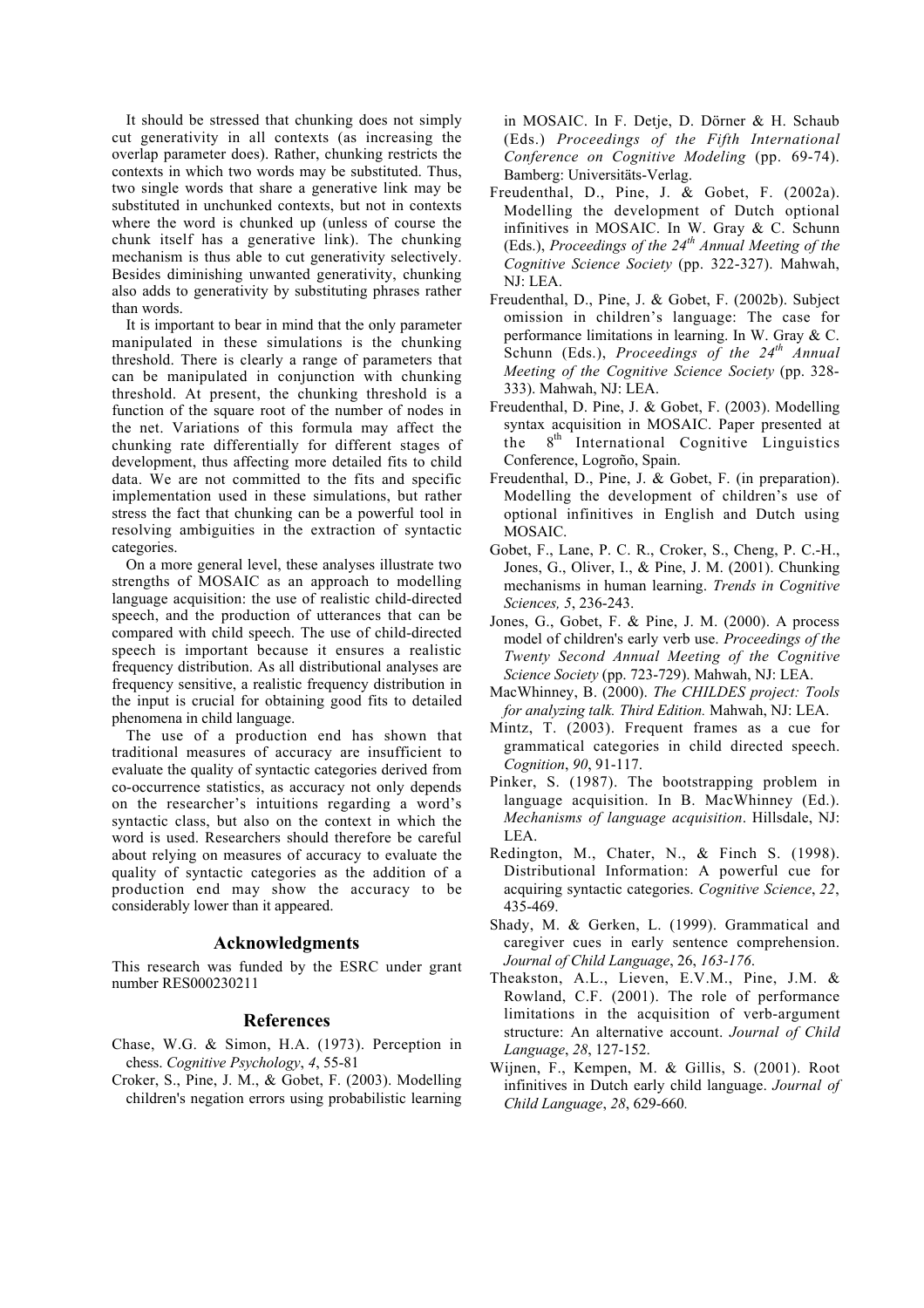It should be stressed that chunking does not simply cut generativity in all contexts (as increasing the overlap parameter does). Rather, chunking restricts the contexts in which two words may be substituted. Thus, two single words that share a generative link may be substituted in unchunked contexts, but not in contexts where the word is chunked up (unless of course the chunk itself has a generative link). The chunking mechanism is thus able to cut generativity selectively. Besides diminishing unwanted generativity, chunking also adds to generativity by substituting phrases rather than words.

It is important to bear in mind that the only parameter manipulated in these simulations is the chunking threshold. There is clearly a range of parameters that can be manipulated in conjunction with chunking threshold. At present, the chunking threshold is a function of the square root of the number of nodes in the net. Variations of this formula may affect the chunking rate differentially for different stages of development, thus affecting more detailed fits to child data. We are not committed to the fits and specific implementation used in these simulations, but rather stress the fact that chunking can be a powerful tool in resolving ambiguities in the extraction of syntactic categories.

On a more general level, these analyses illustrate two strengths of MOSAIC as an approach to modelling language acquisition: the use of realistic child-directed speech, and the production of utterances that can be compared with child speech. The use of child-directed speech is important because it ensures a realistic frequency distribution. As all distributional analyses are frequency sensitive, a realistic frequency distribution in the input is crucial for obtaining good fits to detailed phenomena in child language.

The use of a production end has shown that traditional measures of accuracy are insufficient to evaluate the quality of syntactic categories derived from co-occurrence statistics, as accuracy not only depends on the researcher's intuitions regarding a word's syntactic class, but also on the context in which the word is used. Researchers should therefore be careful about relying on measures of accuracy to evaluate the quality of syntactic categories as the addition of a production end may show the accuracy to be considerably lower than it appeared.

## Acknowledgments

This research was funded by the ESRC under grant number RES000230211

## References

Chase, W.G. & Simon, H.A. (1973). Perception in chess. *Cognitive Psychology*, *4*, 55-81

Croker, S., Pine, J. M., & Gobet, F. (2003). Modelling children's negation errors using probabilistic learning in MOSAIC. In F. Detje, D. Dörner & H. Schaub (Eds.) *Proceedings of the Fifth International Conference on Cognitive Modeling* (pp. 69-74). Bamberg: Universitäts-Verlag.

Freudenthal, D., Pine, J. & Gobet, F. (2002a). Modelling the development of Dutch optional infinitives in MOSAIC. In W. Gray & C. Schunn (Eds.), *Proceedings of the 24th Annual Meeting of the Cognitive Science Society* (pp. 322-327). Mahwah, NJ: LEA.

Freudenthal, D., Pine, J. & Gobet, F. (2002b). Subject omission in children's language: The case for performance limitations in learning. In W. Gray & C. Schunn (Eds.), *Proceedings of the 24th Annual Meeting of the Cognitive Science Society* (pp. 328-333). Mahwah, NJ: LEA.

Freudenthal, D. Pine, J. & Gobet, F. (2003). Modelling syntax acquisition in MOSAIC. Paper presented at the 8th International Cognitive Linguistics Conference, Logroño, Spain.

Freudenthal, D., Pine, J. & Gobet, F. (in preparation). Modelling the development of children's use of optional infinitives in English and Dutch using MOSAIC.

Gobet, F., Lane, P. C. R., Croker, S., Cheng, P. C.-H., Jones, G., Oliver, I., & Pine, J. M. (2001). Chunking mechanisms in human learning. *Trends in Cognitive Sciences, 5*, 236-243.

Jones, G., Gobet, F. & Pine, J. M. (2000). A process model of children's early verb use. *Proceedings of the Twenty Second Annual Meeting of the Cognitive Science Society* (pp. 723-729). Mahwah, NJ: LEA.

MacWhinney, B. (2000). *The CHILDES project: Tools for analyzing talk. Third Edition.* Mahwah, NJ: LEA.

Mintz, T. (2003). Frequent frames as a cue for grammatical categories in child directed speech. *Cognition*, *90*, 91-117.

Pinker, S. (1987). The bootstrapping problem in language acquisition. In B. MacWhinney (Ed.). *Mechanisms of language acquisition*. Hillsdale, NJ: LEA.

Redington, M., Chater, N., & Finch S. (1998). Distributional Information: A powerful cue for acquiring syntactic categories. *Cognitive Science*, *22*, 435-469.

Shady, M. & Gerken, L. (1999). Grammatical and caregiver cues in early sentence comprehension. *Journal of Child Language*, 26, *163-176*.

Theakston, A.L., Lieven, E.V.M., Pine, J.M. & Rowland, C.F. (2001). The role of performance limitations in the acquisition of verb-argument structure: An alternative account. *Journal of Child Language*, *28*, 127-152.

Wijnen, F., Kempen, M. & Gillis, S. (2001). Root infinitives in Dutch early child language. *Journal of Child Language*, *28*, 629-660.